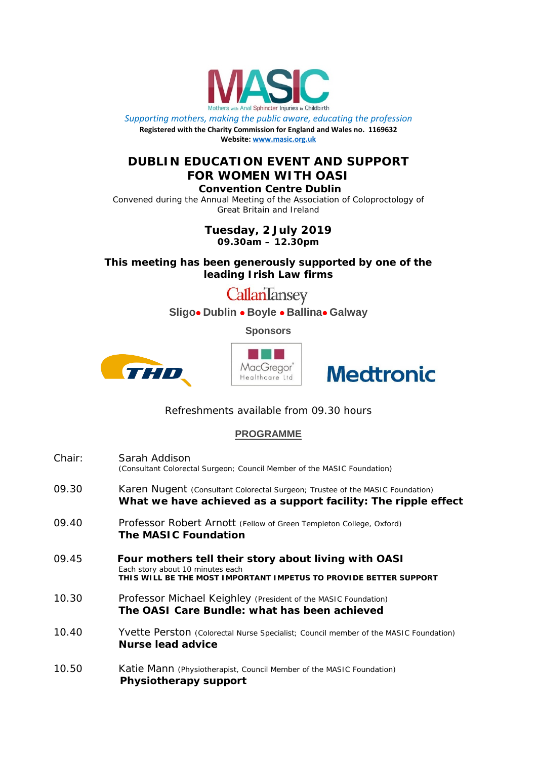# MASIC

Mothers with Anal Sphincter Injuries in Childbirth

*Supporting mothers, making the public aware, educating the profession*

**Registered with the Charity Commission for England and Wales no. 1169632**

**Website: www.masic.org.uk**

## DUBLIN EDUCATION EVENT AND SUPPORT FOR WOMEN WITH OASI

### Convention Centre Dublin

Convened during the Annual Meeting of the Association of Coloproctology of Great Britain and Ireland

**Tuesday, 2 July 2019**

**09.30am – 12.30pm**

**This meeting has been generously supported by one of the leading Irish Law firms**

CallanTansey

**Sligo • Dublin • Boyle • Ballina • Galway**

**Sponsors**

THD | MacGregor Healthcare Ltd | Medtronic

Refreshments available from 09.30 hours

**PROGRAMME**

| | |
|---|---|
| Chair: | Sarah Addison (Consultant Colorectal Surgeon; Council Member of the MASIC Foundation) |
| 09.30 | Karen Nugent (Consultant Colorectal Surgeon; Trustee of the MASIC Foundation)<br>**What we have achieved as a support facility: The ripple effect** |
| 09.40 | Professor Robert Arnott (Fellow of Green Templeton College, Oxford)<br>**The MASIC Foundation** |
| 09.45 | **Four mothers tell their story about living with OASI**<br>Each story about 10 minutes each<br>**THIS WILL BE THE MOST IMPORTANT IMPETUS TO PROVIDE BETTER SUPPORT** |
| 10.30 | Professor Michael Keighley (President of the MASIC Foundation)<br>**The OASI Care Bundle: what has been achieved** |
| 10.40 | Yvette Perston (Colorectal Nurse Specialist; Council member of the MASIC Foundation)<br>**Nurse lead advice** |
| 10.50 | Katie Mann (Physiotherapist, Council Member of the MASIC Foundation)<br>**Physiotherapy support** |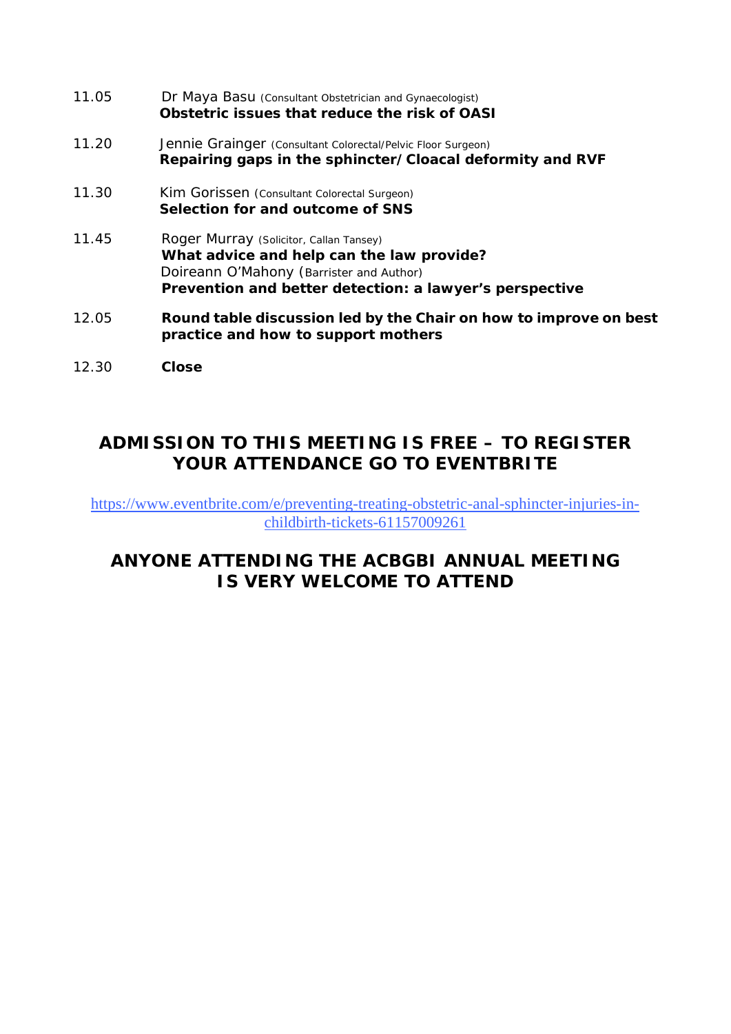11.05 Dr Maya Basu (Consultant Obstetrician and Gynaecologist)
**Obstetric issues that reduce the risk of OASI**

11.20 Jennie Grainger (Consultant Colorectal/Pelvic Floor Surgeon)
**Repairing gaps in the sphincter/Cloacal deformity and RVF**

11.30 Kim Gorissen (Consultant Colorectal Surgeon)
**Selection for and outcome of SNS**

11.45 Roger Murray (Solicitor, Callan Tansey)
**What advice and help can the law provide?**
Doireann O'Mahony (Barrister and Author)
**Prevention and better detection: a lawyer's perspective**

12.05 **Round table discussion led by the Chair on how to improve on best practice and how to support mothers**

12.30 **Close**

## ADMISSION TO THIS MEETING IS FREE – TO REGISTER YOUR ATTENDANCE GO TO EVENTBRITE

https://www.eventbrite.com/e/preventing-treating-obstetric-anal-sphincter-injuries-in-childbirth-tickets-61157009261

## ANYONE ATTENDING THE ACBGBI ANNUAL MEETING IS VERY WELCOME TO ATTEND